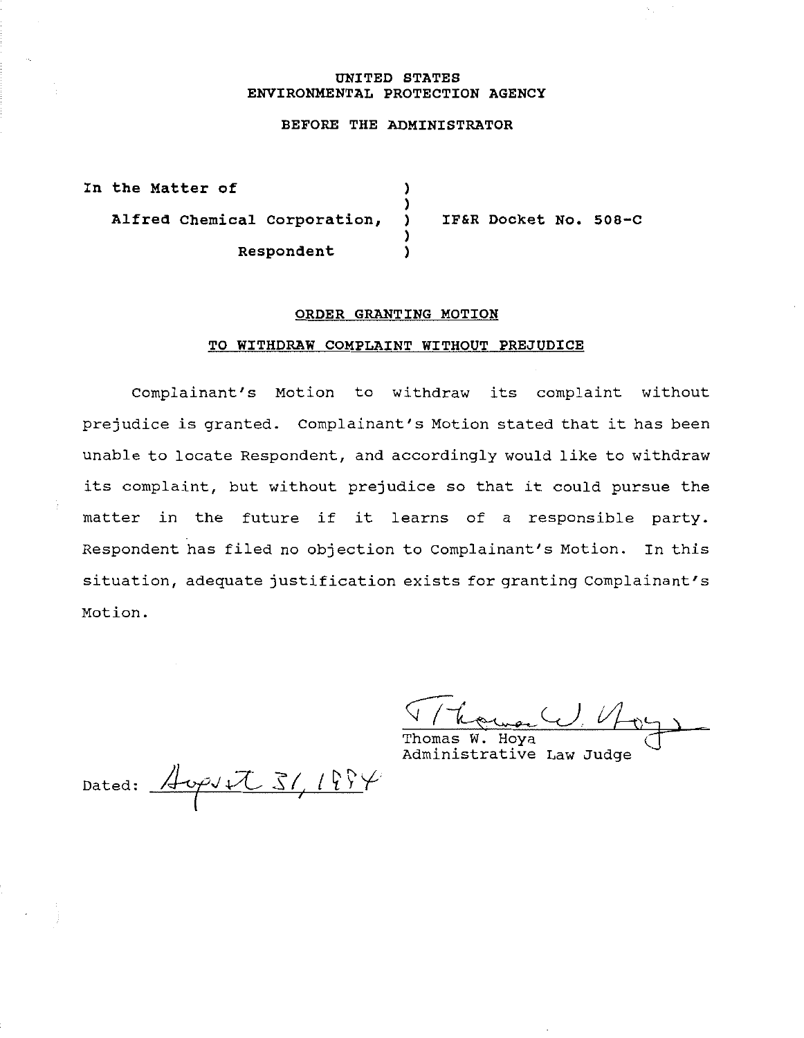UNITED STATES
ENVIRONMENTAL PROTECTION AGENCY

BEFORE THE ADMINISTRATOR

In the Matter of

Alfred Chemical Corporation,

Respondent

IF&R Docket No. 508-C

**ORDER GRANTING MOTION**

**TO WITHDRAW COMPLAINT WITHOUT PREJUDICE**

Complainant's Motion to withdraw its complaint without prejudice is granted. Complainant's Motion stated that it has been unable to locate Respondent, and accordingly would like to withdraw its complaint, but without prejudice so that it could pursue the matter in the future if it learns of a responsible party. Respondent has filed no objection to Complainant's Motion. In this situation, adequate justification exists for granting Complainant's Motion.

Thomas W. Hoya
Administrative Law Judge

Dated: August 31, 1994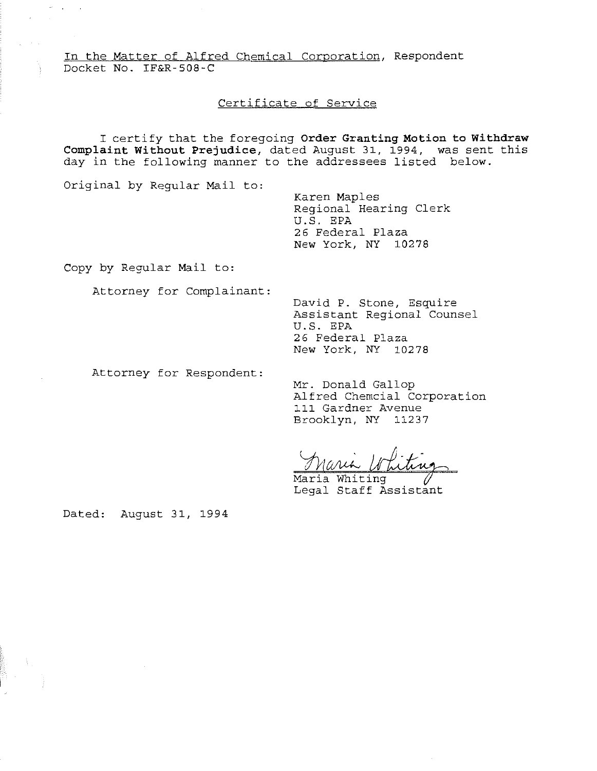In the Matter of Alfred Chemical Corporation, Respondent
Docket No. IF&R-508-C

## Certificate of Service

I certify that the foregoing **Order Granting Motion to Withdraw Complaint Without Prejudice**, dated August 31, 1994, was sent this day in the following manner to the addressees listed below.

Original by Regular Mail to:

Karen Maples
Regional Hearing Clerk
U.S. EPA
26 Federal Plaza
New York, NY 10278

Copy by Regular Mail to:

Attorney for Complainant:

David P. Stone, Esquire
Assistant Regional Counsel
U.S. EPA
26 Federal Plaza
New York, NY 10278

Attorney for Respondent:

Mr. Donald Gallop
Alfred Chemcial Corporation
111 Gardner Avenue
Brooklyn, NY 11237

Maria Whiting
Maria Whiting
Legal Staff Assistant

Dated: August 31, 1994